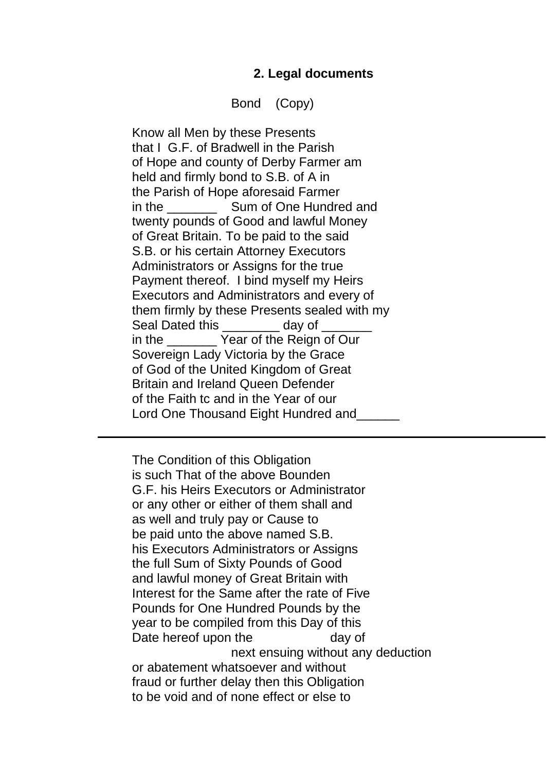## 2. Legal documents

Bond (Copy)

Know all Men by these Presents that I G.F. of Bradwell in the Parish of Hope and county of Derby Farmer am held and firmly bond to S.B. of A in the Parish of Hope aforesaid Farmer in the _______ Sum of One Hundred and twenty pounds of Good and lawful Money of Great Britain. To be paid to the said S.B. or his certain Attorney Executors Administrators or Assigns for the true Payment thereof. I bind myself my Heirs Executors and Administrators and every of them firmly by these Presents sealed with my Seal Dated this ________ day of _______ in the _______ Year of the Reign of Our Sovereign Lady Victoria by the Grace of God of the United Kingdom of Great Britain and Ireland Queen Defender of the Faith tc and in the Year of our Lord One Thousand Eight Hundred and______

---

The Condition of this Obligation is such That of the above Bounden G.F. his Heirs Executors or Administrator or any other or either of them shall and as well and truly pay or Cause to be paid unto the above named S.B. his Executors Administrators or Assigns the full Sum of Sixty Pounds of Good and lawful money of Great Britain with Interest for the Same after the rate of Five Pounds for One Hundred Pounds by the year to be compiled from this Day of this Date hereof upon the day of next ensuing without any deduction or abatement whatsoever and without fraud or further delay then this Obligation to be void and of none effect or else to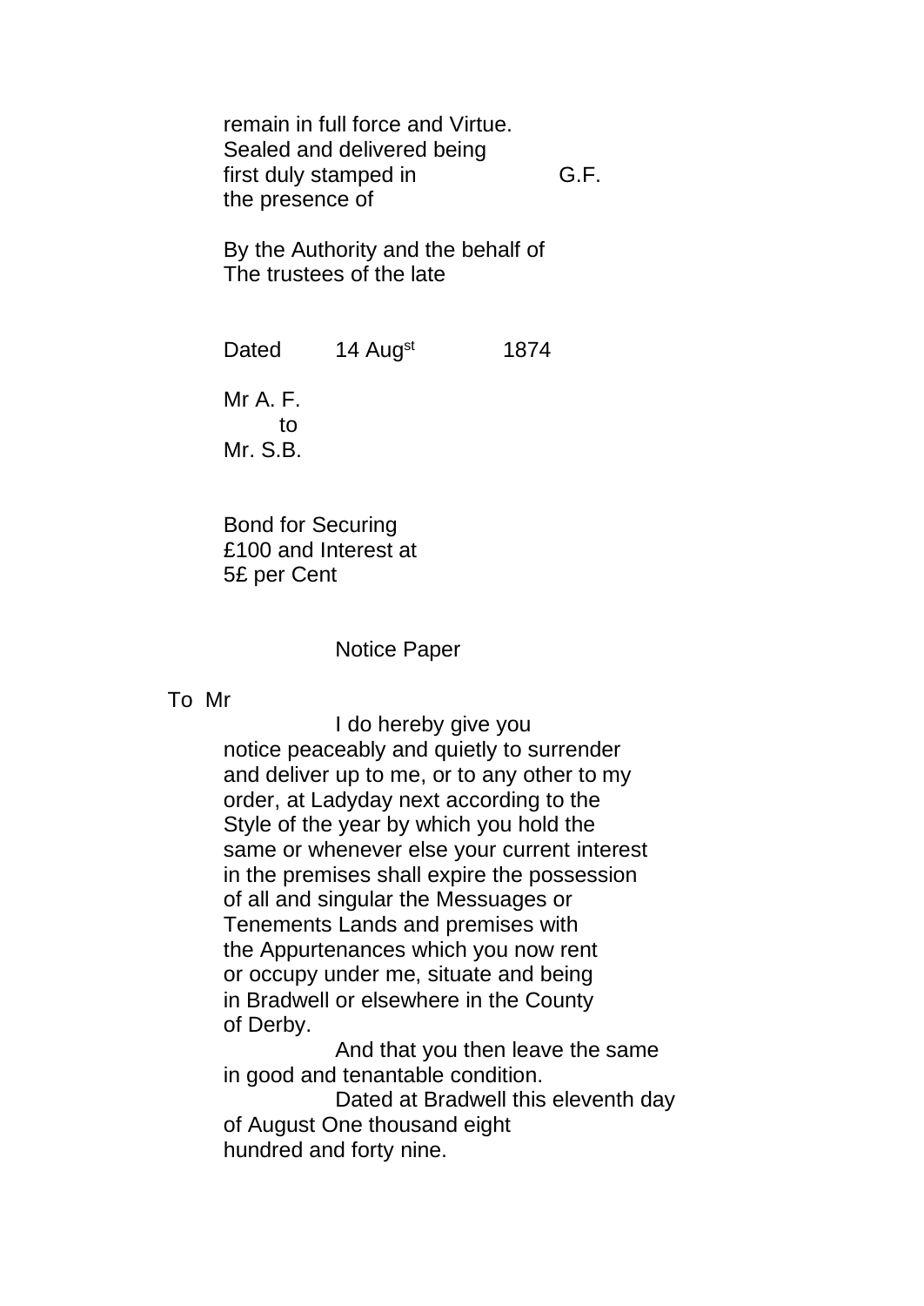remain in full force and Virtue.
Sealed and delivered being
first duly stamped in G.F.
the presence of

By the Authority and the behalf of
The trustees of the late

Dated 14 Aug[st] 1874

Mr A. F.
to
Mr. S.B.

Bond for Securing
£100 and Interest at
5£ per Cent

Notice Paper

To Mr

I do hereby give you notice peaceably and quietly to surrender and deliver up to me, or to any other to my order, at Ladyday next according to the Style of the year by which you hold the same or whenever else your current interest in the premises shall expire the possession of all and singular the Messuages or Tenements Lands and premises with the Appurtenances which you now rent or occupy under me, situate and being in Bradwell or elsewhere in the County of Derby.

And that you then leave the same in good and tenantable condition.

Dated at Bradwell this eleventh day of August One thousand eight hundred and forty nine.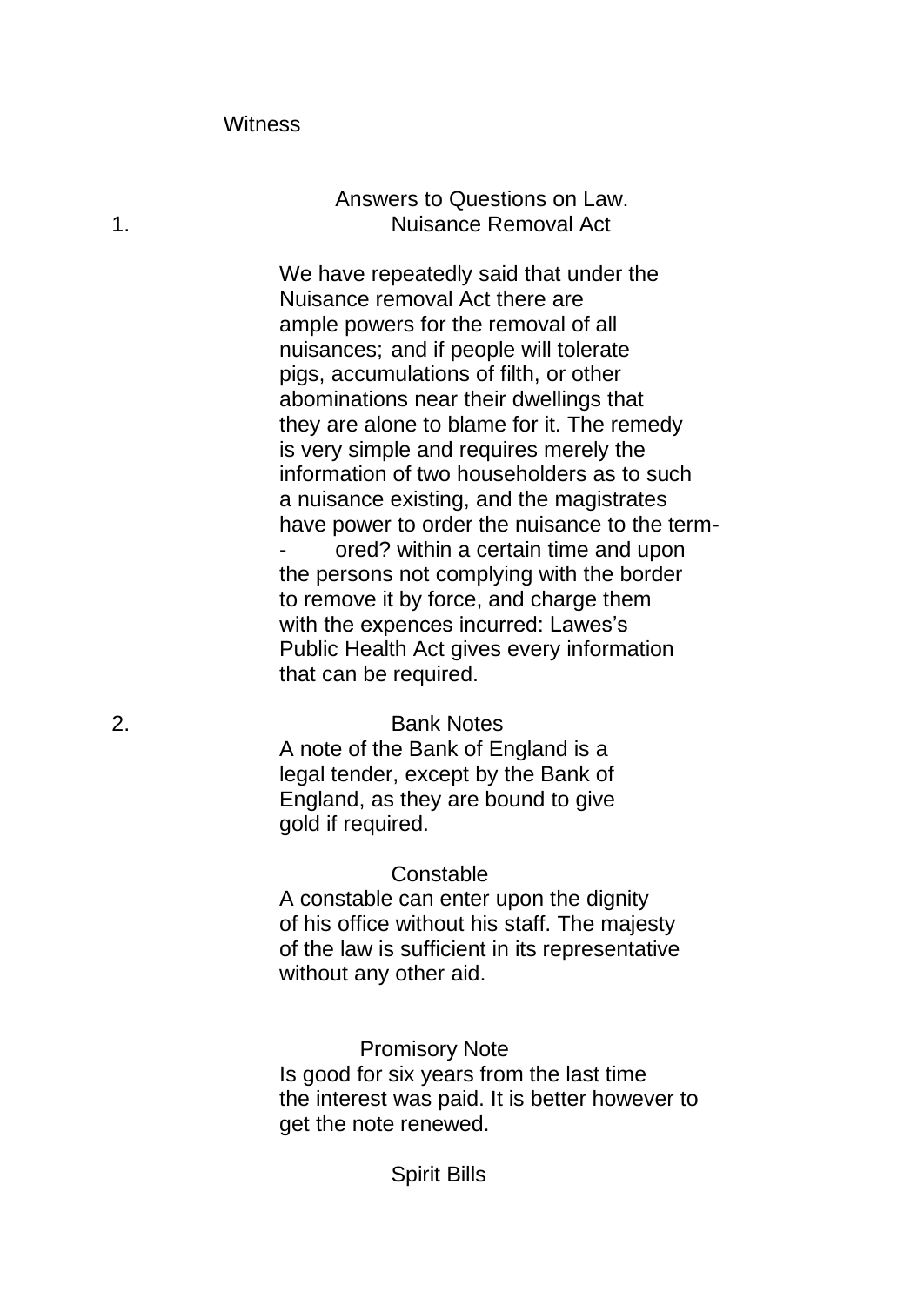Witness

## Answers to Questions on Law.

1. Nuisance Removal Act

We have repeatedly said that under the Nuisance removal Act there are ample powers for the removal of all nuisances; and if people will tolerate pigs, accumulations of filth, or other abominations near their dwellings that they are alone to blame for it. The remedy is very simple and requires merely the information of two householders as to such a nuisance existing, and the magistrates have power to order the nuisance to the term- - ored? within a certain time and upon the persons not complying with the border to remove it by force, and charge them with the expences incurred: Lawes's Public Health Act gives every information that can be required.

2. Bank Notes

A note of the Bank of England is a legal tender, except by the Bank of England, as they are bound to give gold if required.

Constable

A constable can enter upon the dignity of his office without his staff. The majesty of the law is sufficient in its representative without any other aid.

Promisory Note

Is good for six years from the last time the interest was paid. It is better however to get the note renewed.

Spirit Bills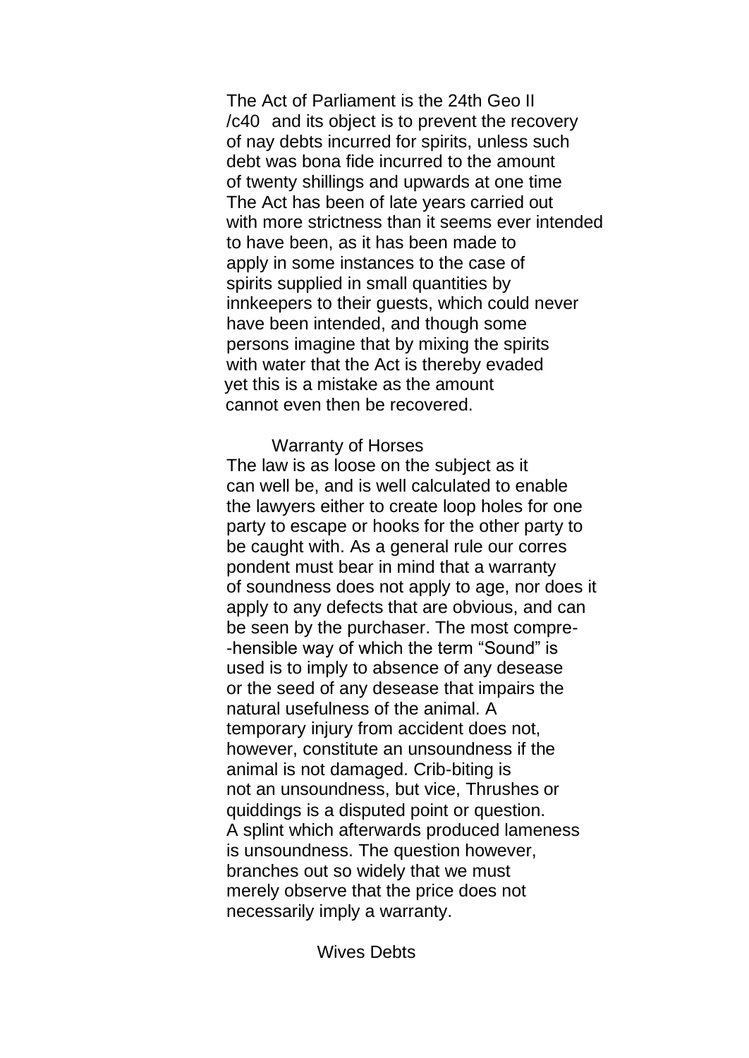The Act of Parliament is the 24th Geo II /c40 and its object is to prevent the recovery of nay debts incurred for spirits, unless such debt was bona fide incurred to the amount of twenty shillings and upwards at one time The Act has been of late years carried out with more strictness than it seems ever intended to have been, as it has been made to apply in some instances to the case of spirits supplied in small quantities by innkeepers to their guests, which could never have been intended, and though some persons imagine that by mixing the spirits with water that the Act is thereby evaded yet this is a mistake as the amount cannot even then be recovered.

## Warranty of Horses

The law is as loose on the subject as it can well be, and is well calculated to enable the lawyers either to create loop holes for one party to escape or hooks for the other party to be caught with. As a general rule our correspondent must bear in mind that a warranty of soundness does not apply to age, nor does it apply to any defects that are obvious, and can be seen by the purchaser. The most comprehensible way of which the term “Sound” is used is to imply to absence of any desease or the seed of any desease that impairs the natural usefulness of the animal. A temporary injury from accident does not, however, constitute an unsoundness if the animal is not damaged. Crib-biting is not an unsoundness, but vice, Thrushes or quiddings is a disputed point or question. A splint which afterwards produced lameness is unsoundness. The question however, branches out so widely that we must merely observe that the price does not necessarily imply a warranty.

## Wives Debts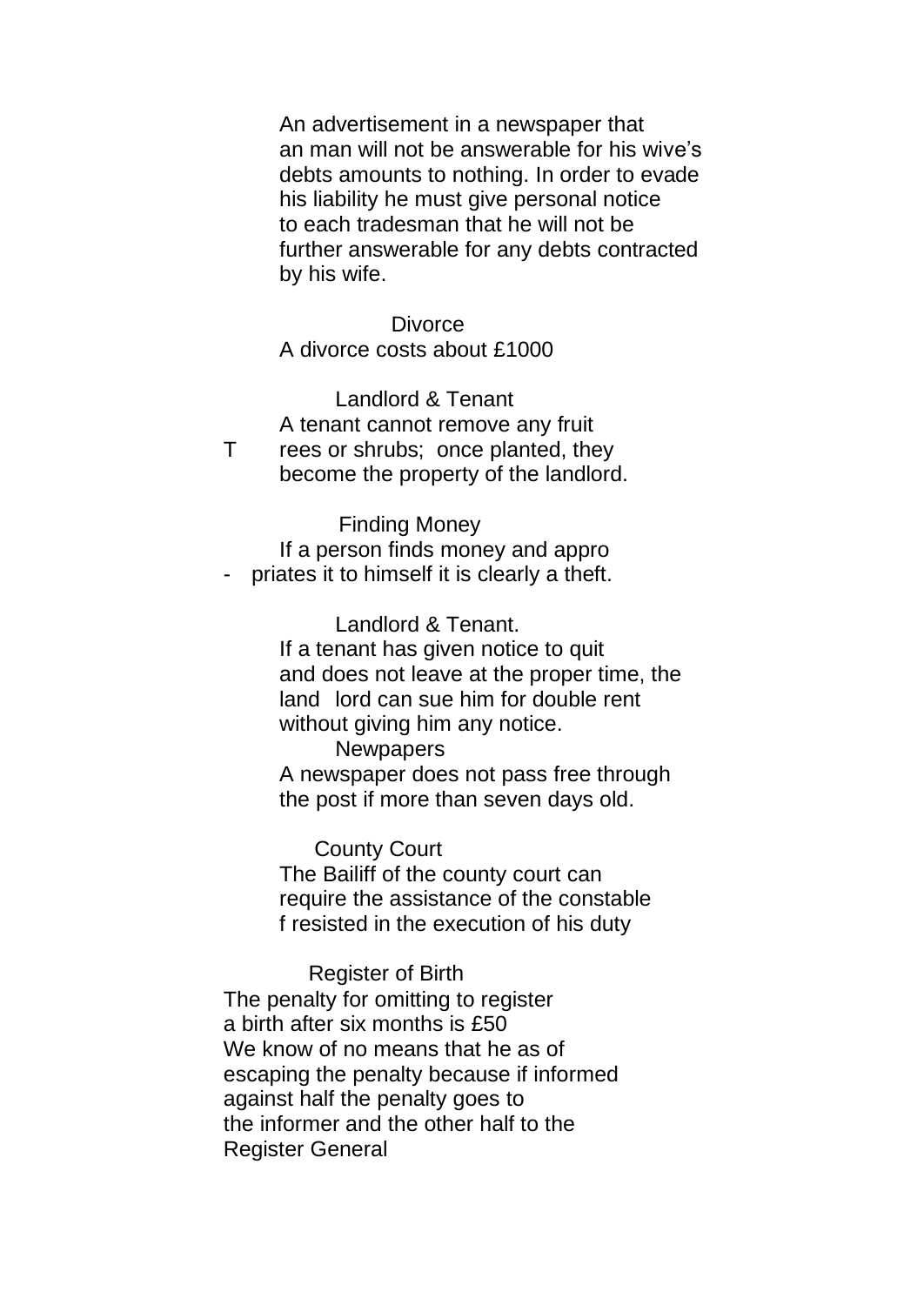An advertisement in a newspaper that an man will not be answerable for his wive's debts amounts to nothing. In order to evade his liability he must give personal notice to each tradesman that he will not be further answerable for any debts contracted by his wife.

### Divorce

A divorce costs about £1000

### Landlord & Tenant

A tenant cannot remove any fruit T rees or shrubs; once planted, they become the property of the landlord.

### Finding Money

If a person finds money and appro - priates it to himself it is clearly a theft.

### Landlord & Tenant.

If a tenant has given notice to quit and does not leave at the proper time, the land lord can sue him for double rent without giving him any notice.

### Newpapers

A newspaper does not pass free through the post if more than seven days old.

### County Court

The Bailiff of the county court can require the assistance of the constable f resisted in the execution of his duty

### Register of Birth

The penalty for omitting to register a birth after six months is £50 We know of no means that he as of escaping the penalty because if informed against half the penalty goes to the informer and the other half to the Register General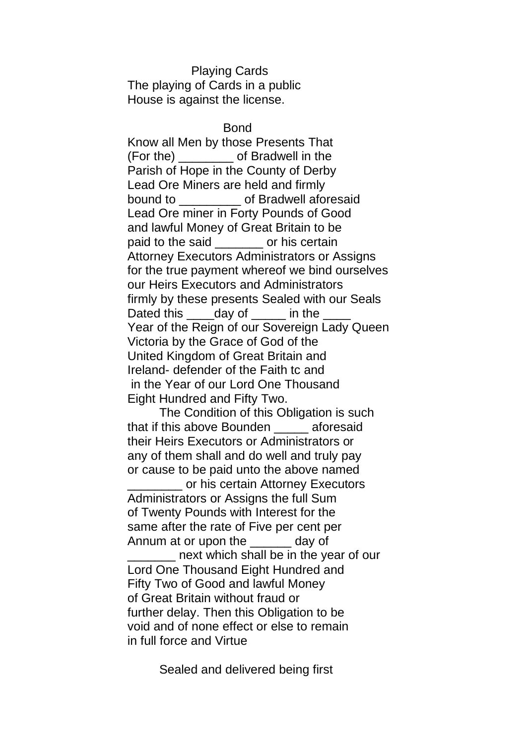## Playing Cards

The playing of Cards in a public
House is against the license.

## Bond

Know all Men by those Presents That
(For the) ________ of Bradwell in the
Parish of Hope in the County of Derby
Lead Ore Miners are held and firmly
bound to _________ of Bradwell aforesaid
Lead Ore miner in Forty Pounds of Good
and lawful Money of Great Britain to be
paid to the said _______ or his certain
Attorney Executors Administrators or Assigns
for the true payment whereof we bind ourselves
our Heirs Executors and Administrators
firmly by these presents Sealed with our Seals
Dated this ____day of _____ in the ____
Year of the Reign of our Sovereign Lady Queen
Victoria by the Grace of God of the
United Kingdom of Great Britain and
Ireland- defender of the Faith tc and
in the Year of our Lord One Thousand
Eight Hundred and Fifty Two.

The Condition of this Obligation is such
that if this above Bounden _____ aforesaid
their Heirs Executors or Administrators or
any of them shall and do well and truly pay
or cause to be paid unto the above named
________ or his certain Attorney Executors
Administrators or Assigns the full Sum
of Twenty Pounds with Interest for the
same after the rate of Five per cent per
Annum at or upon the ______ day of
_______ next which shall be in the year of our
Lord One Thousand Eight Hundred and
Fifty Two of Good and lawful Money
of Great Britain without fraud or
further delay. Then this Obligation to be
void and of none effect or else to remain
in full force and Virtue

Sealed and delivered being first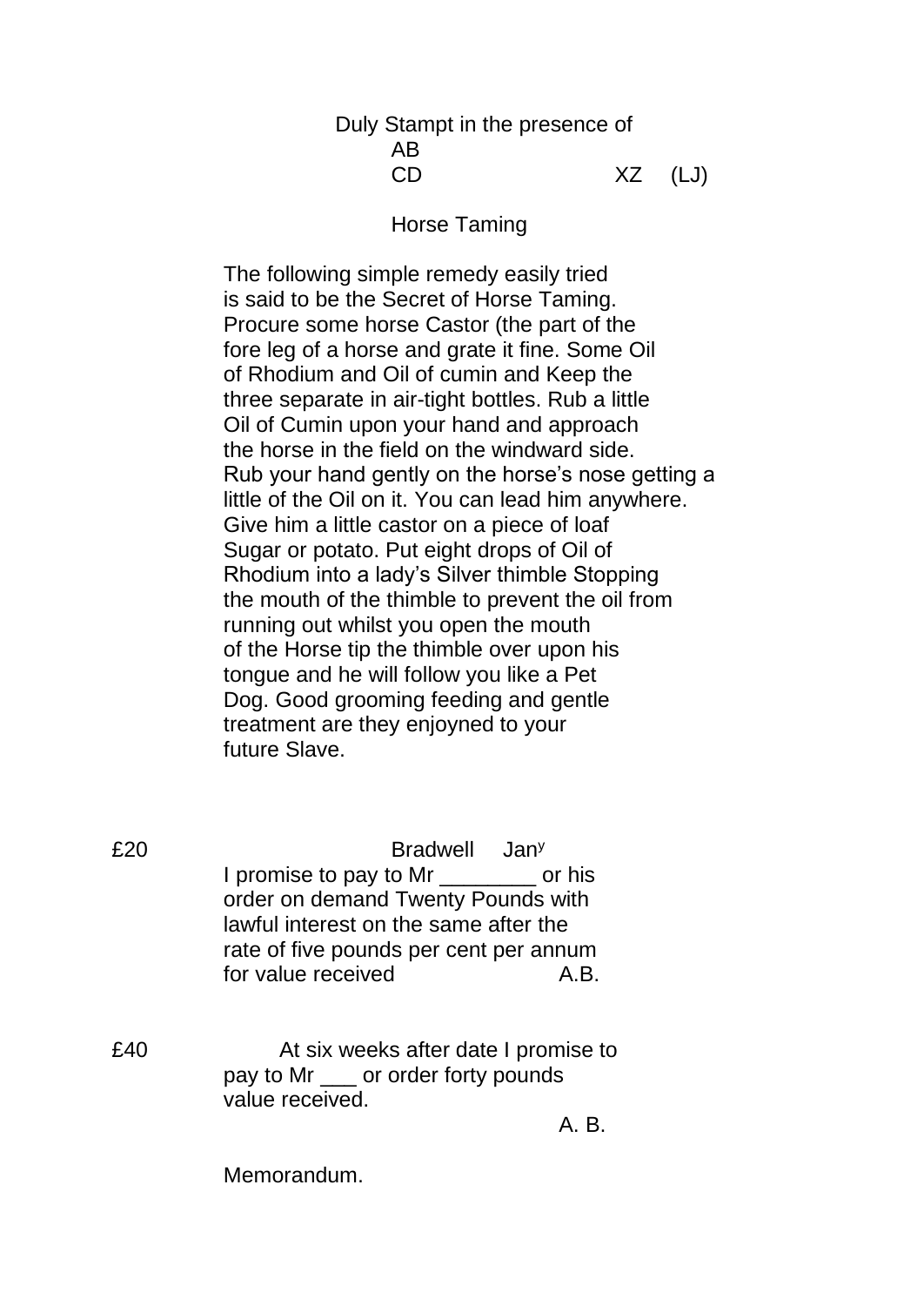Duly Stampt in the presence of
AB
CD XZ (LJ)

Horse Taming

The following simple remedy easily tried is said to be the Secret of Horse Taming. Procure some horse Castor (the part of the fore leg of a horse and grate it fine. Some Oil of Rhodium and Oil of cumin and Keep the three separate in air-tight bottles. Rub a little Oil of Cumin upon your hand and approach the horse in the field on the windward side. Rub your hand gently on the horse's nose getting a little of the Oil on it. You can lead him anywhere. Give him a little castor on a piece of loaf Sugar or potato. Put eight drops of Oil of Rhodium into a lady's Silver thimble Stopping the mouth of the thimble to prevent the oil from running out whilst you open the mouth of the Horse tip the thimble over upon his tongue and he will follow you like a Pet Dog. Good grooming feeding and gentle treatment are they enjoyned to your future Slave.

£20 Bradwell Jan[y]
I promise to pay to Mr ________ or his order on demand Twenty Pounds with lawful interest on the same after the rate of five pounds per cent per annum for value received A.B.

£40 At six weeks after date I promise to pay to Mr ___ or order forty pounds value received.
A. B.

Memorandum.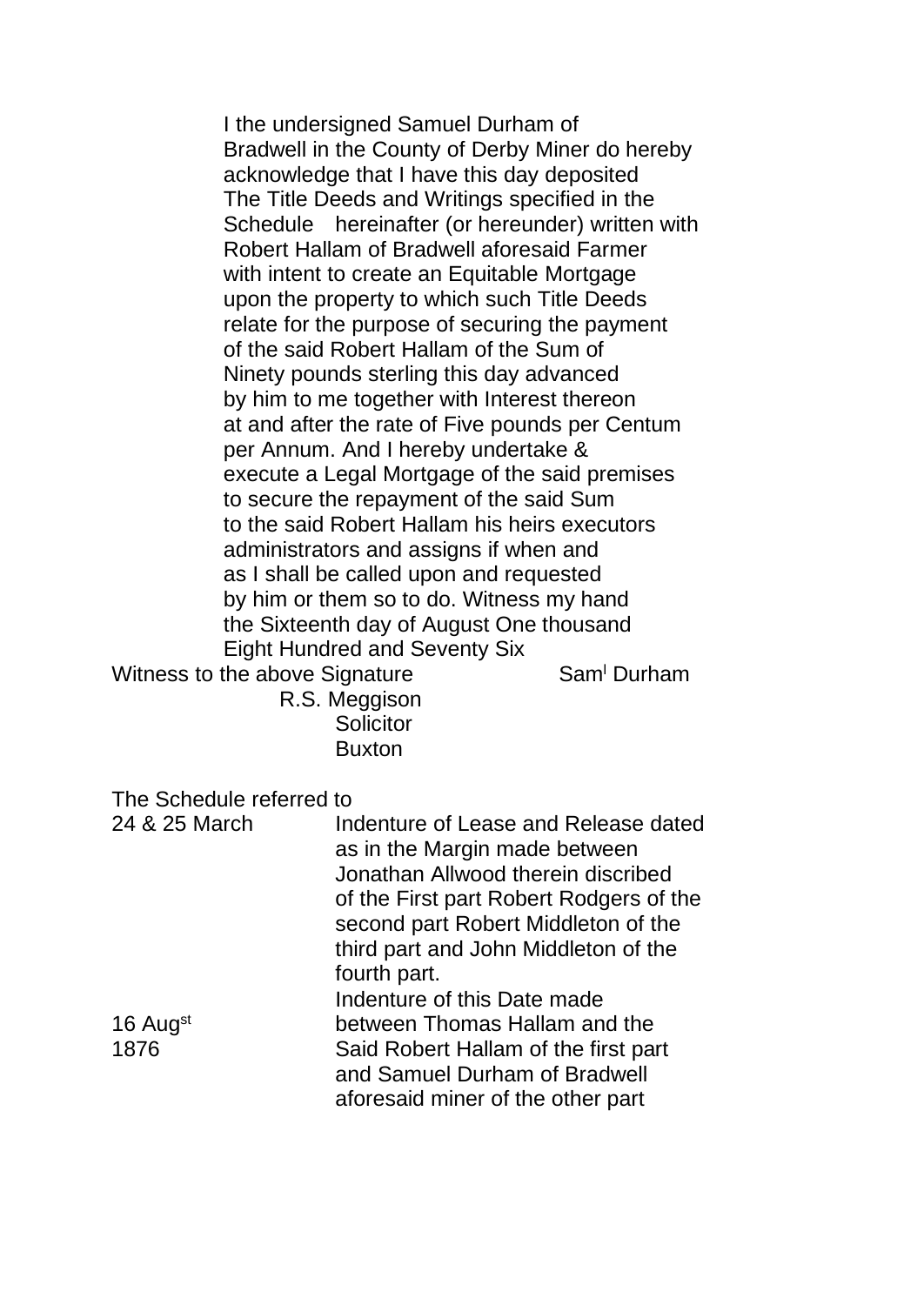I the undersigned Samuel Durham of
Bradwell in the County of Derby Miner do hereby
acknowledge that I have this day deposited
The Title Deeds and Writings specified in the
Schedule hereinafter (or hereunder) written with
Robert Hallam of Bradwell aforesaid Farmer
with intent to create an Equitable Mortgage
upon the property to which such Title Deeds
relate for the purpose of securing the payment
of the said Robert Hallam of the Sum of
Ninety pounds sterling this day advanced
by him to me together with Interest thereon
at and after the rate of Five pounds per Centum
per Annum. And I hereby undertake &
execute a Legal Mortgage of the said premises
to secure the repayment of the said Sum
to the said Robert Hallam his heirs executors
administrators and assigns if when and
as I shall be called upon and requested
by him or them so to do. Witness my hand
the Sixteenth day of August One thousand
Eight Hundred and Seventy Six

Witness to the above Signature — Sam[l] Durham

R.S. Meggison
Solicitor
Buxton

The Schedule referred to

| | |
|---|---|
| 24 & 25 March | Indenture of Lease and Release dated as in the Margin made between Jonathan Allwood therein discribed of the First part Robert Rodgers of the second part Robert Middleton of the third part and John Middleton of the fourth part. |
| 16 Aug[st] 1876 | Indenture of this Date made between Thomas Hallam and the Said Robert Hallam of the first part and Samuel Durham of Bradwell aforesaid miner of the other part |